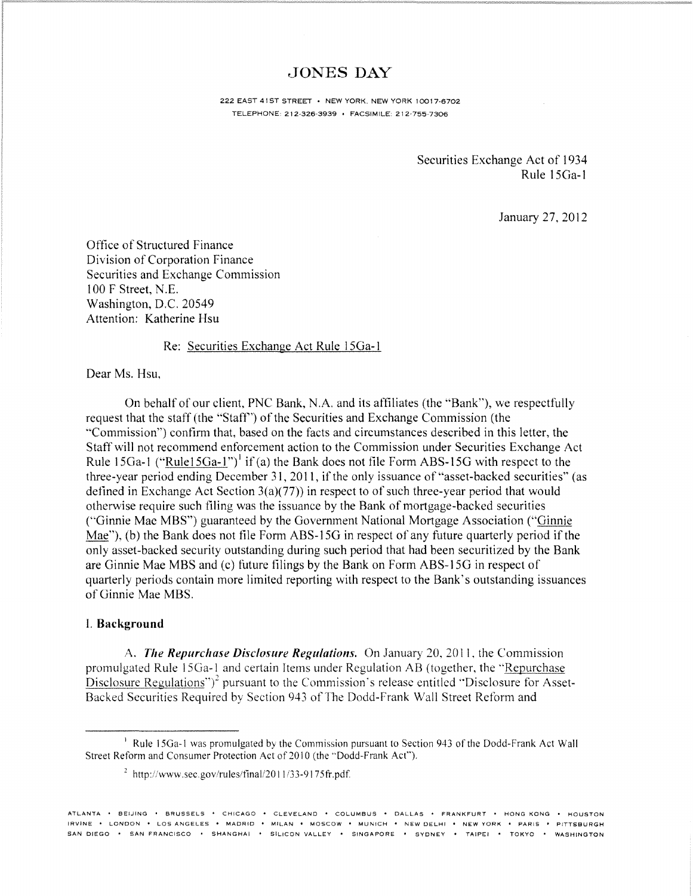# JONES DAY

222 EAST 41ST STREET • NEW YORK, NEW YORK 10017-6702
TELEPHONE: 212-326-3939 • FACSIMILE: 212-755-7306

Securities Exchange Act of 1934
Rule 15Ga-1

January 27, 2012

Office of Structured Finance
Division of Corporation Finance
Securities and Exchange Commission
100 F Street, N.E.
Washington, D.C. 20549
Attention: Katherine Hsu

Re: Securities Exchange Act Rule 15Ga-1

Dear Ms. Hsu,

On behalf of our client, PNC Bank, N.A. and its affiliates (the "Bank"), we respectfully request that the staff (the "Staff") of the Securities and Exchange Commission (the "Commission") confirm that, based on the facts and circumstances described in this letter, the Staff will not recommend enforcement action to the Commission under Securities Exchange Act Rule 15Ga-1 ("Rule15Ga-1")[1] if (a) the Bank does not file Form ABS-15G with respect to the three-year period ending December 31, 2011, if the only issuance of "asset-backed securities" (as defined in Exchange Act Section 3(a)(77)) in respect to of such three-year period that would otherwise require such filing was the issuance by the Bank of mortgage-backed securities ("Ginnie Mae MBS") guaranteed by the Government National Mortgage Association ("Ginnie Mae"), (b) the Bank does not file Form ABS-15G in respect of any future quarterly period if the only asset-backed security outstanding during such period that had been securitized by the Bank are Ginnie Mae MBS and (c) future filings by the Bank on Form ABS-15G in respect of quarterly periods contain more limited reporting with respect to the Bank's outstanding issuances of Ginnie Mae MBS.

## I. Background

A. ***The Repurchase Disclosure Regulations.*** On January 20, 2011, the Commission promulgated Rule 15Ga-1 and certain Items under Regulation AB (together, the "Repurchase Disclosure Regulations")[2] pursuant to the Commission's release entitled "Disclosure for Asset-Backed Securities Required by Section 943 of The Dodd-Frank Wall Street Reform and

---

[1] Rule 15Ga-1 was promulgated by the Commission pursuant to Section 943 of the Dodd-Frank Act Wall Street Reform and Consumer Protection Act of 2010 (the "Dodd-Frank Act").

[2] http://www.sec.gov/rules/final/2011/33-9175fr.pdf.

ATLANTA • BEIJING • BRUSSELS • CHICAGO • CLEVELAND • COLUMBUS • DALLAS • FRANKFURT • HONG KONG • HOUSTON • IRVINE • LONDON • LOS ANGELES • MADRID • MILAN • MOSCOW • MUNICH • NEW DELHI • NEW YORK • PARIS • PITTSBURGH • SAN DIEGO • SAN FRANCISCO • SHANGHAI • SILICON VALLEY • SINGAPORE • SYDNEY • TAIPEI • TOKYO • WASHINGTON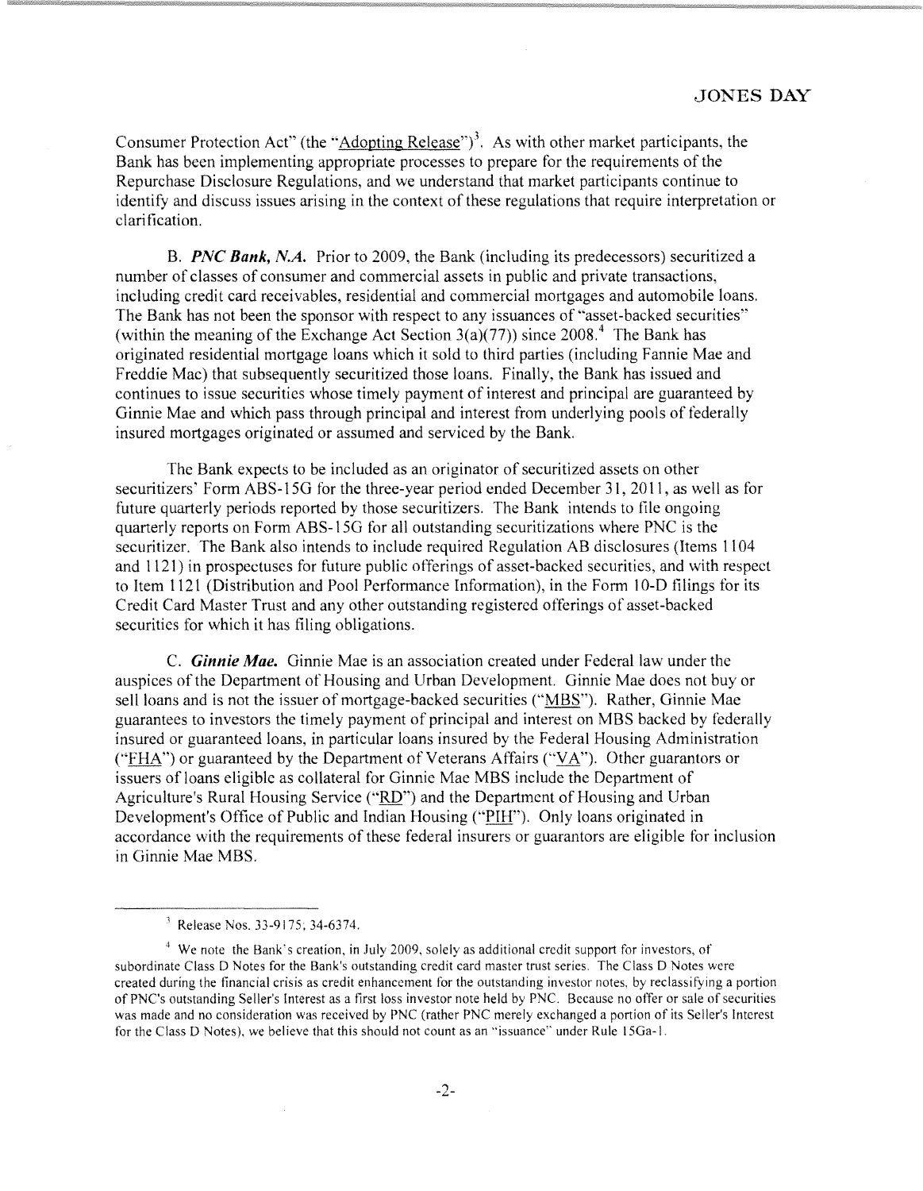Consumer Protection Act" (the "Adopting Release")[3]. As with other market participants, the Bank has been implementing appropriate processes to prepare for the requirements of the Repurchase Disclosure Regulations, and we understand that market participants continue to identify and discuss issues arising in the context of these regulations that require interpretation or clarification.

B. ***PNC Bank, N.A.*** Prior to 2009, the Bank (including its predecessors) securitized a number of classes of consumer and commercial assets in public and private transactions, including credit card receivables, residential and commercial mortgages and automobile loans. The Bank has not been the sponsor with respect to any issuances of "asset-backed securities" (within the meaning of the Exchange Act Section 3(a)(77)) since 2008.[4] The Bank has originated residential mortgage loans which it sold to third parties (including Fannie Mae and Freddie Mac) that subsequently securitized those loans. Finally, the Bank has issued and continues to issue securities whose timely payment of interest and principal are guaranteed by Ginnie Mae and which pass through principal and interest from underlying pools of federally insured mortgages originated or assumed and serviced by the Bank.

The Bank expects to be included as an originator of securitized assets on other securitizers' Form ABS-15G for the three-year period ended December 31, 2011, as well as for future quarterly periods reported by those securitizers. The Bank intends to file ongoing quarterly reports on Form ABS-15G for all outstanding securitizations where PNC is the securitizer. The Bank also intends to include required Regulation AB disclosures (Items 1104 and 1121) in prospectuses for future public offerings of asset-backed securities, and with respect to Item 1121 (Distribution and Pool Performance Information), in the Form 10-D filings for its Credit Card Master Trust and any other outstanding registered offerings of asset-backed securities for which it has filing obligations.

C. ***Ginnie Mae.*** Ginnie Mae is an association created under Federal law under the auspices of the Department of Housing and Urban Development. Ginnie Mae does not buy or sell loans and is not the issuer of mortgage-backed securities ("MBS"). Rather, Ginnie Mae guarantees to investors the timely payment of principal and interest on MBS backed by federally insured or guaranteed loans, in particular loans insured by the Federal Housing Administration ("FHA") or guaranteed by the Department of Veterans Affairs ("VA"). Other guarantors or issuers of loans eligible as collateral for Ginnie Mae MBS include the Department of Agriculture's Rural Housing Service ("RD") and the Department of Housing and Urban Development's Office of Public and Indian Housing ("PIH"). Only loans originated in accordance with the requirements of these federal insurers or guarantors are eligible for inclusion in Ginnie Mae MBS.

---

[3] Release Nos. 33-9175; 34-6374.

[4] We note the Bank's creation, in July 2009, solely as additional credit support for investors, of subordinate Class D Notes for the Bank's outstanding credit card master trust series. The Class D Notes were created during the financial crisis as credit enhancement for the outstanding investor notes, by reclassifying a portion of PNC's outstanding Seller's Interest as a first loss investor note held by PNC. Because no offer or sale of securities was made and no consideration was received by PNC (rather PNC merely exchanged a portion of its Seller's Interest for the Class D Notes), we believe that this should not count as an "issuance" under Rule 15Ga-1.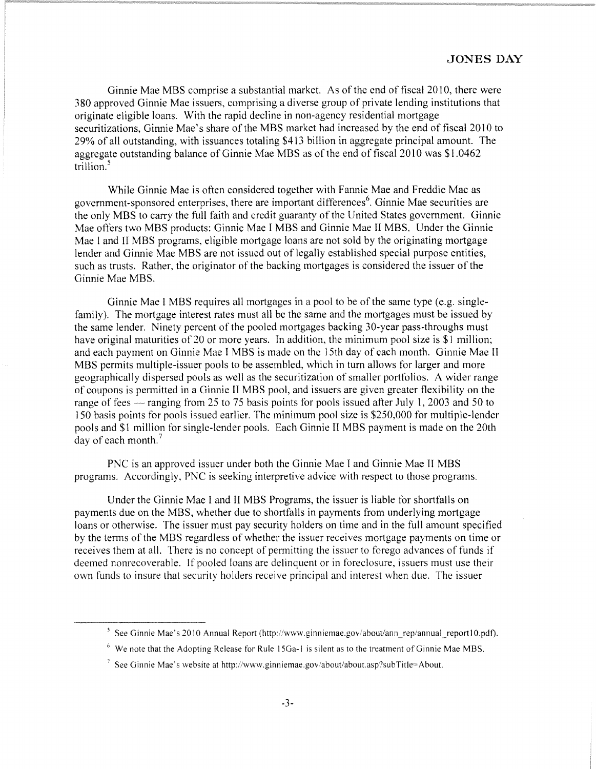Ginnie Mae MBS comprise a substantial market. As of the end of fiscal 2010, there were 380 approved Ginnie Mae issuers, comprising a diverse group of private lending institutions that originate eligible loans. With the rapid decline in non-agency residential mortgage securitizations, Ginnie Mae's share of the MBS market had increased by the end of fiscal 2010 to 29% of all outstanding, with issuances totaling $413 billion in aggregate principal amount. The aggregate outstanding balance of Ginnie Mae MBS as of the end of fiscal 2010 was $1.0462 trillion.[5]

While Ginnie Mae is often considered together with Fannie Mae and Freddie Mac as government-sponsored enterprises, there are important differences[6]. Ginnie Mae securities are the only MBS to carry the full faith and credit guaranty of the United States government. Ginnie Mae offers two MBS products: Ginnie Mae I MBS and Ginnie Mae II MBS. Under the Ginnie Mae I and II MBS programs, eligible mortgage loans are not sold by the originating mortgage lender and Ginnie Mae MBS are not issued out of legally established special purpose entities, such as trusts. Rather, the originator of the backing mortgages is considered the issuer of the Ginnie Mae MBS.

Ginnie Mae I MBS requires all mortgages in a pool to be of the same type (e.g. single-family). The mortgage interest rates must all be the same and the mortgages must be issued by the same lender. Ninety percent of the pooled mortgages backing 30-year pass-throughs must have original maturities of 20 or more years. In addition, the minimum pool size is $1 million; and each payment on Ginnie Mae I MBS is made on the 15th day of each month. Ginnie Mae II MBS permits multiple-issuer pools to be assembled, which in turn allows for larger and more geographically dispersed pools as well as the securitization of smaller portfolios. A wider range of coupons is permitted in a Ginnie II MBS pool, and issuers are given greater flexibility on the range of fees — ranging from 25 to 75 basis points for pools issued after July 1, 2003 and 50 to 150 basis points for pools issued earlier. The minimum pool size is $250,000 for multiple-lender pools and $1 million for single-lender pools. Each Ginnie II MBS payment is made on the 20th day of each month.[7]

PNC is an approved issuer under both the Ginnie Mae I and Ginnie Mae II MBS programs. Accordingly, PNC is seeking interpretive advice with respect to those programs.

Under the Ginnie Mae I and II MBS Programs, the issuer is liable for shortfalls on payments due on the MBS, whether due to shortfalls in payments from underlying mortgage loans or otherwise. The issuer must pay security holders on time and in the full amount specified by the terms of the MBS regardless of whether the issuer receives mortgage payments on time or receives them at all. There is no concept of permitting the issuer to forego advances of funds if deemed nonrecoverable. If pooled loans are delinquent or in foreclosure, issuers must use their own funds to insure that security holders receive principal and interest when due. The issuer

---

[5] See Ginnie Mae's 2010 Annual Report (http://www.ginniemae.gov/about/ann_rep/annual_report10.pdf).

[6] We note that the Adopting Release for Rule 15Ga-1 is silent as to the treatment of Ginnie Mae MBS.

[7] See Ginnie Mae's website at http://www.ginniemae.gov/about/about.asp?subTitle=About.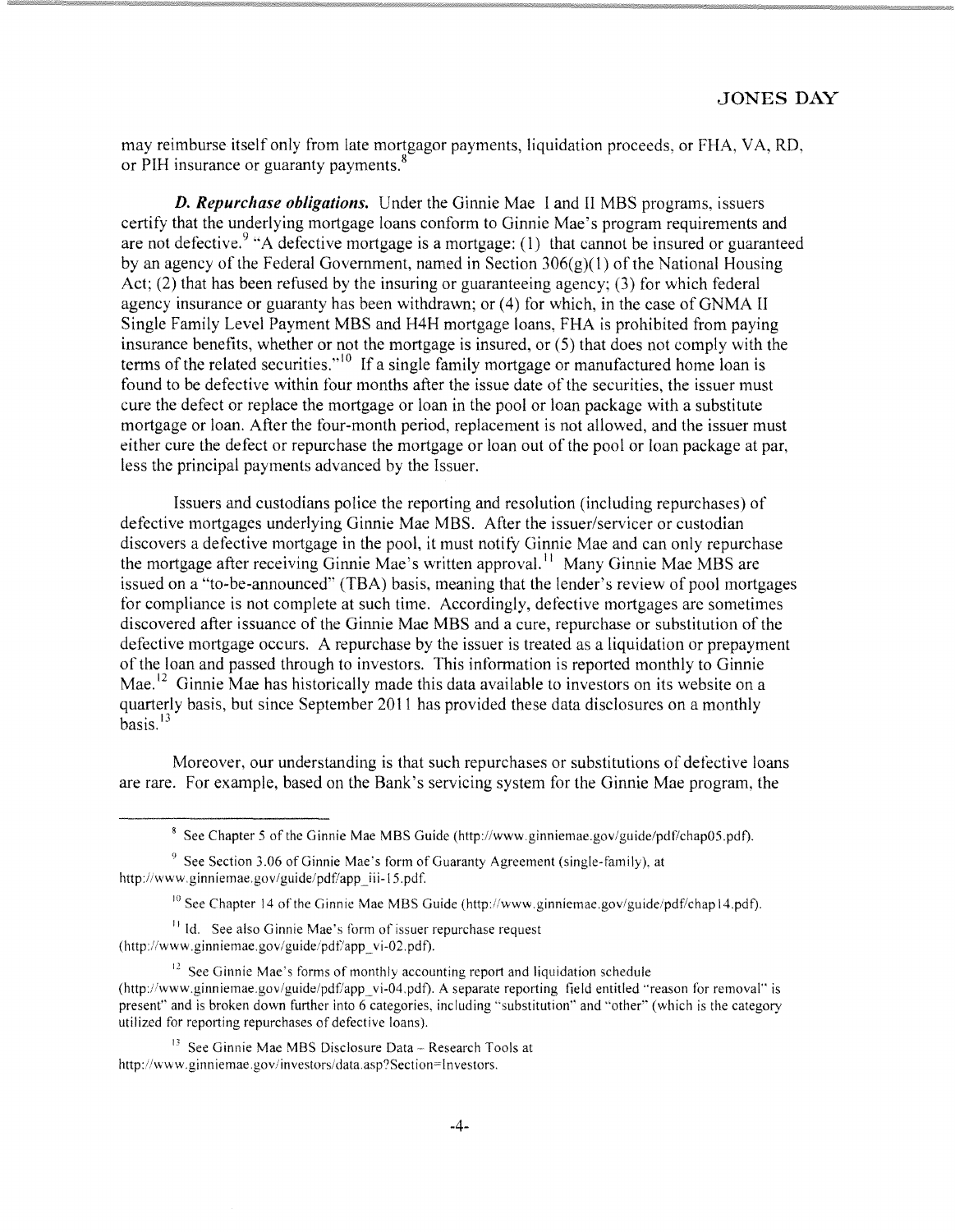may reimburse itself only from late mortgagor payments, liquidation proceeds, or FHA, VA, RD, or PIH insurance or guaranty payments.[8]

***D. Repurchase obligations.*** Under the Ginnie Mae I and II MBS programs, issuers certify that the underlying mortgage loans conform to Ginnie Mae's program requirements and are not defective.[9] "A defective mortgage is a mortgage: (1) that cannot be insured or guaranteed by an agency of the Federal Government, named in Section 306(g)(1) of the National Housing Act; (2) that has been refused by the insuring or guaranteeing agency; (3) for which federal agency insurance or guaranty has been withdrawn; or (4) for which, in the case of GNMA II Single Family Level Payment MBS and H4H mortgage loans, FHA is prohibited from paying insurance benefits, whether or not the mortgage is insured, or (5) that does not comply with the terms of the related securities."[10] If a single family mortgage or manufactured home loan is found to be defective within four months after the issue date of the securities, the issuer must cure the defect or replace the mortgage or loan in the pool or loan package with a substitute mortgage or loan. After the four-month period, replacement is not allowed, and the issuer must either cure the defect or repurchase the mortgage or loan out of the pool or loan package at par, less the principal payments advanced by the Issuer.

Issuers and custodians police the reporting and resolution (including repurchases) of defective mortgages underlying Ginnie Mae MBS. After the issuer/servicer or custodian discovers a defective mortgage in the pool, it must notify Ginnie Mae and can only repurchase the mortgage after receiving Ginnie Mae's written approval.[11] Many Ginnie Mae MBS are issued on a "to-be-announced" (TBA) basis, meaning that the lender's review of pool mortgages for compliance is not complete at such time. Accordingly, defective mortgages are sometimes discovered after issuance of the Ginnie Mae MBS and a cure, repurchase or substitution of the defective mortgage occurs. A repurchase by the issuer is treated as a liquidation or prepayment of the loan and passed through to investors. This information is reported monthly to Ginnie Mae.[12] Ginnie Mae has historically made this data available to investors on its website on a quarterly basis, but since September 2011 has provided these data disclosures on a monthly basis.[13]

Moreover, our understanding is that such repurchases or substitutions of defective loans are rare. For example, based on the Bank's servicing system for the Ginnie Mae program, the

---

[8] See Chapter 5 of the Ginnie Mae MBS Guide (http://www.ginniemae.gov/guide/pdf/chap05.pdf).

[9] See Section 3.06 of Ginnie Mae's form of Guaranty Agreement (single-family), at http://www.ginniemae.gov/guide/pdf/app_iii-15.pdf.

[10] See Chapter 14 of the Ginnie Mae MBS Guide (http://www.ginniemae.gov/guide/pdf/chap14.pdf).

[11] Id. See also Ginnie Mae's form of issuer repurchase request (http://www.ginniemae.gov/guide/pdf/app_vi-02.pdf).

[12] See Ginnie Mae's forms of monthly accounting report and liquidation schedule (http://www.ginniemae.gov/guide/pdf/app_vi-04.pdf). A separate reporting field entitled "reason for removal" is present" and is broken down further into 6 categories, including "substitution" and "other" (which is the category utilized for reporting repurchases of defective loans).

[13] See Ginnie Mae MBS Disclosure Data – Research Tools at http://www.ginniemae.gov/investors/data.asp?Section=Investors.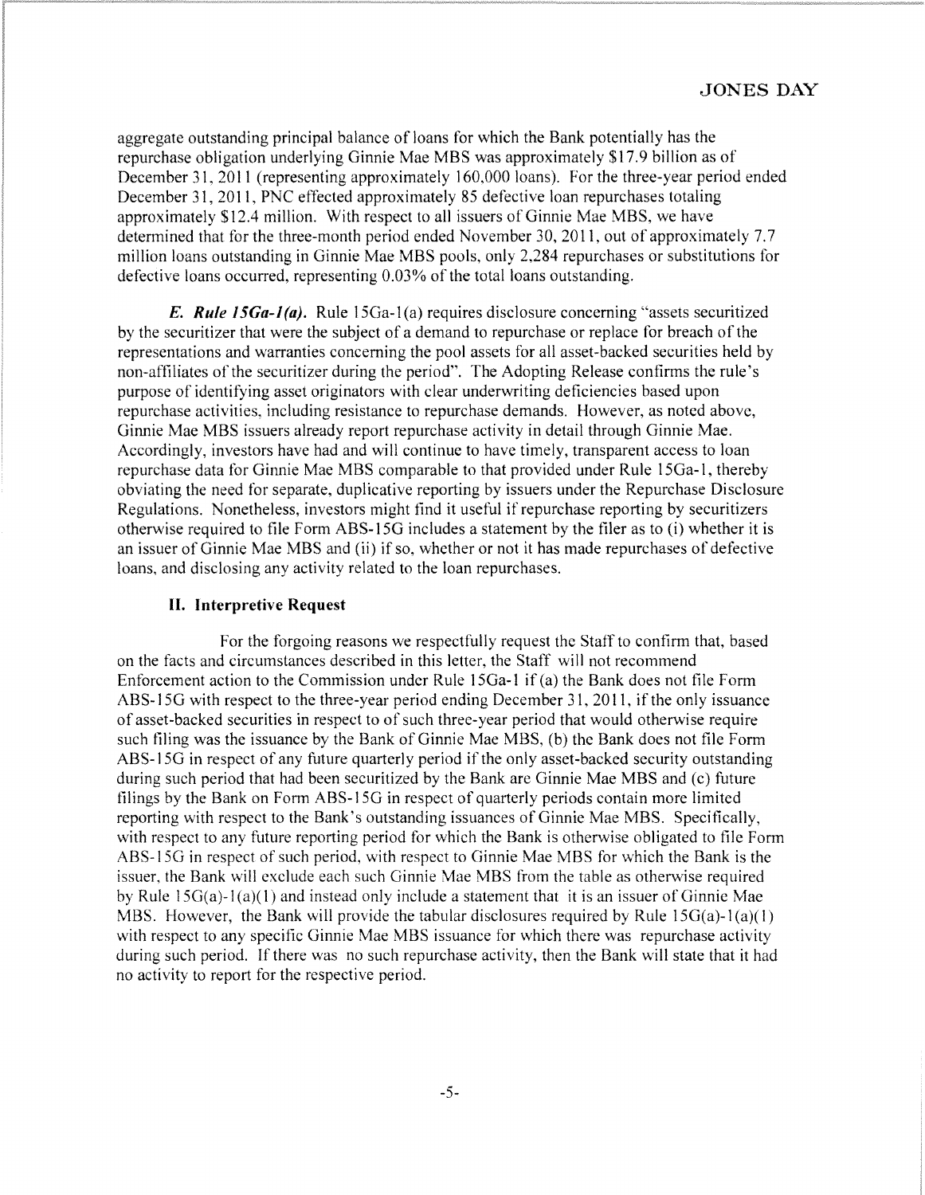aggregate outstanding principal balance of loans for which the Bank potentially has the repurchase obligation underlying Ginnie Mae MBS was approximately $17.9 billion as of December 31, 2011 (representing approximately 160,000 loans). For the three-year period ended December 31, 2011, PNC effected approximately 85 defective loan repurchases totaling approximately $12.4 million. With respect to all issuers of Ginnie Mae MBS, we have determined that for the three-month period ended November 30, 2011, out of approximately 7.7 million loans outstanding in Ginnie Mae MBS pools, only 2,284 repurchases or substitutions for defective loans occurred, representing 0.03% of the total loans outstanding.

***E. Rule 15Ga-1(a).*** Rule 15Ga-1(a) requires disclosure concerning "assets securitized by the securitizer that were the subject of a demand to repurchase or replace for breach of the representations and warranties concerning the pool assets for all asset-backed securities held by non-affiliates of the securitizer during the period". The Adopting Release confirms the rule's purpose of identifying asset originators with clear underwriting deficiencies based upon repurchase activities, including resistance to repurchase demands. However, as noted above, Ginnie Mae MBS issuers already report repurchase activity in detail through Ginnie Mae. Accordingly, investors have had and will continue to have timely, transparent access to loan repurchase data for Ginnie Mae MBS comparable to that provided under Rule 15Ga-1, thereby obviating the need for separate, duplicative reporting by issuers under the Repurchase Disclosure Regulations. Nonetheless, investors might find it useful if repurchase reporting by securitizers otherwise required to file Form ABS-15G includes a statement by the filer as to (i) whether it is an issuer of Ginnie Mae MBS and (ii) if so, whether or not it has made repurchases of defective loans, and disclosing any activity related to the loan repurchases.

## II. Interpretive Request

For the forgoing reasons we respectfully request the Staff to confirm that, based on the facts and circumstances described in this letter, the Staff will not recommend Enforcement action to the Commission under Rule 15Ga-1 if (a) the Bank does not file Form ABS-15G with respect to the three-year period ending December 31, 2011, if the only issuance of asset-backed securities in respect to of such three-year period that would otherwise require such filing was the issuance by the Bank of Ginnie Mae MBS, (b) the Bank does not file Form ABS-15G in respect of any future quarterly period if the only asset-backed security outstanding during such period that had been securitized by the Bank are Ginnie Mae MBS and (c) future filings by the Bank on Form ABS-15G in respect of quarterly periods contain more limited reporting with respect to the Bank's outstanding issuances of Ginnie Mae MBS. Specifically, with respect to any future reporting period for which the Bank is otherwise obligated to file Form ABS-15G in respect of such period, with respect to Ginnie Mae MBS for which the Bank is the issuer, the Bank will exclude each such Ginnie Mae MBS from the table as otherwise required by Rule 15G(a)-1(a)(1) and instead only include a statement that it is an issuer of Ginnie Mae MBS. However, the Bank will provide the tabular disclosures required by Rule 15G(a)-1(a)(1) with respect to any specific Ginnie Mae MBS issuance for which there was repurchase activity during such period. If there was no such repurchase activity, then the Bank will state that it had no activity to report for the respective period.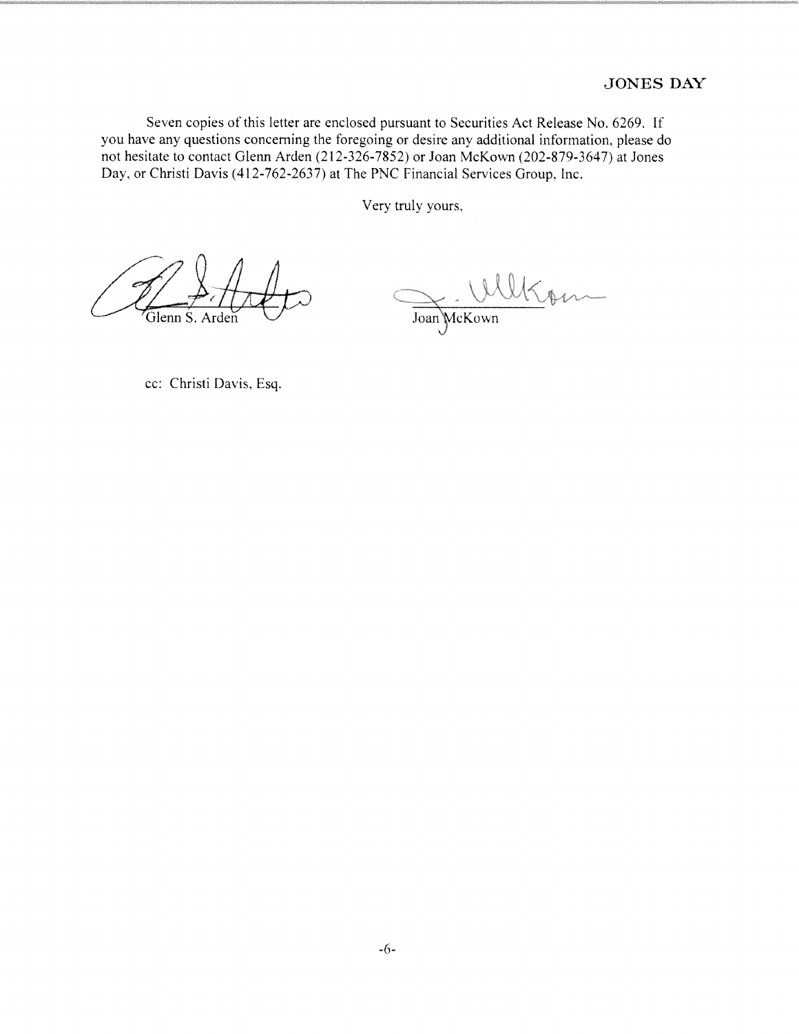Seven copies of this letter are enclosed pursuant to Securities Act Release No. 6269. If you have any questions concerning the foregoing or desire any additional information, please do not hesitate to contact Glenn Arden (212-326-7852) or Joan McKown (202-879-3647) at Jones Day, or Christi Davis (412-762-2637) at The PNC Financial Services Group, Inc.

Very truly yours,

Glenn S. Arden

Joan McKown

cc: Christi Davis, Esq.